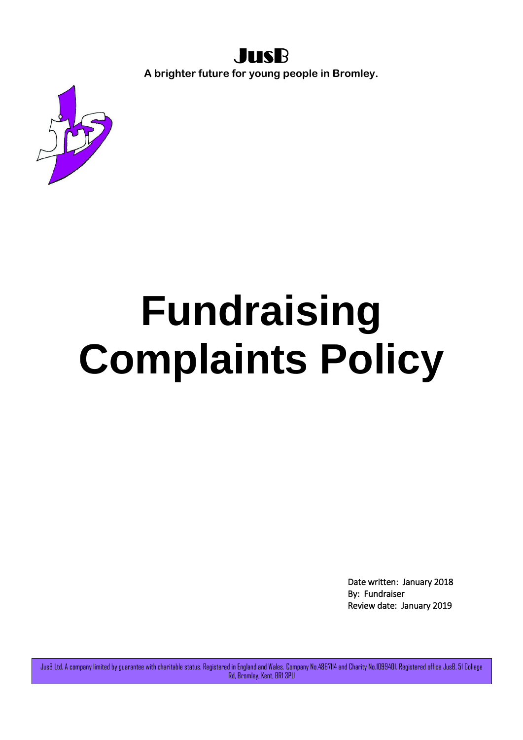# JusB

**A brighter future for young people in Bromley.**

# Fundraising Complaints Policy

Date written: January 2018
By: Fundraiser
Review date: January 2019

JusB Ltd. A company limited by guarantee with charitable status. Registered in England and Wales. Company No.4867114 and Charity No.1099401. Registered office JusB, 51 College Rd, Bromley, Kent, BR1 3PU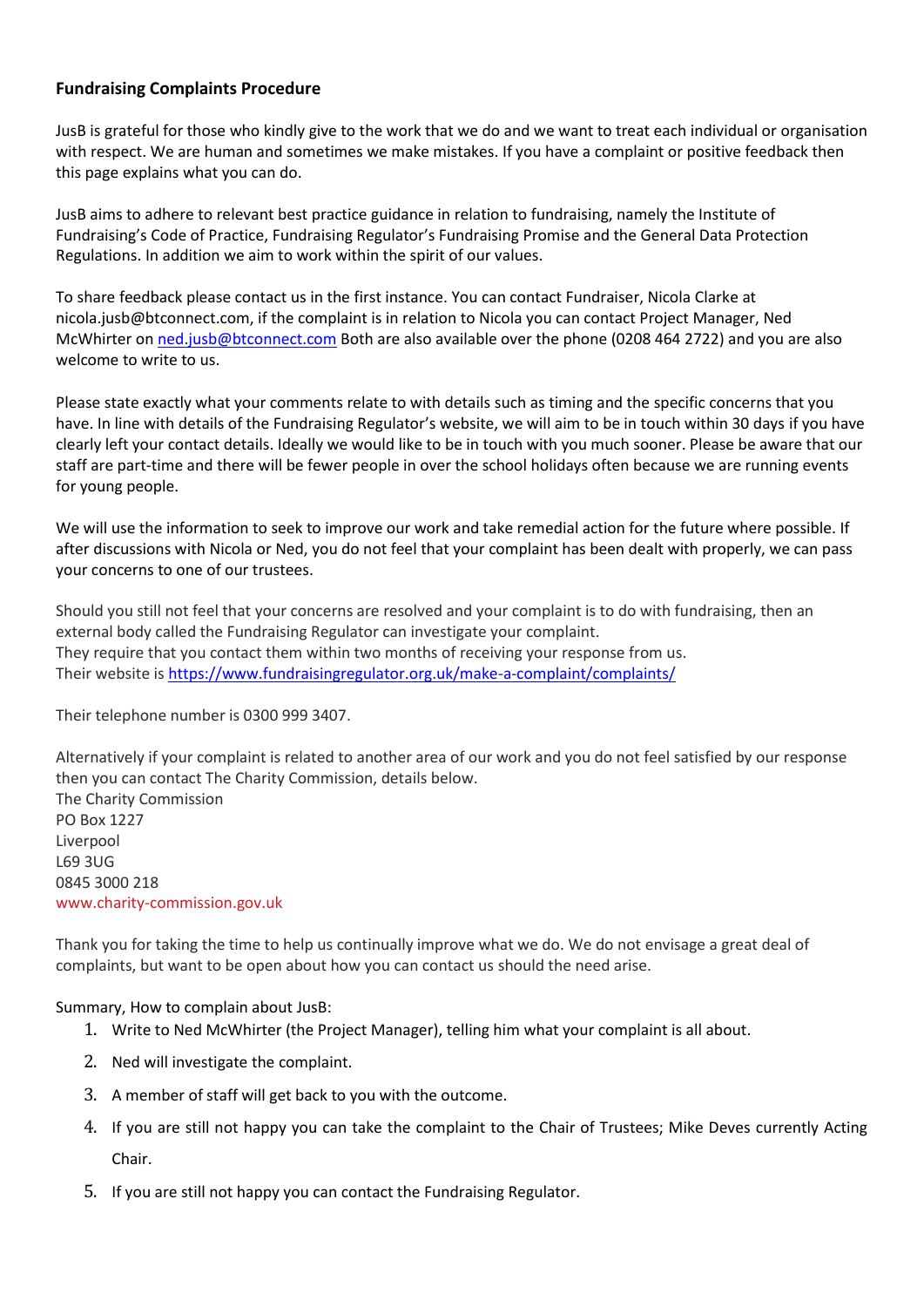**Fundraising Complaints Procedure**

JusB is grateful for those who kindly give to the work that we do and we want to treat each individual or organisation with respect. We are human and sometimes we make mistakes. If you have a complaint or positive feedback then this page explains what you can do.

JusB aims to adhere to relevant best practice guidance in relation to fundraising, namely the Institute of Fundraising's Code of Practice, Fundraising Regulator's Fundraising Promise and the General Data Protection Regulations. In addition we aim to work within the spirit of our values.

To share feedback please contact us in the first instance. You can contact Fundraiser, Nicola Clarke at nicola.jusb@btconnect.com, if the complaint is in relation to Nicola you can contact Project Manager, Ned McWhirter on [ned.jusb@btconnect.com](mailto:ned.jusb@btconnect.com) Both are also available over the phone (0208 464 2722) and you are also welcome to write to us.

Please state exactly what your comments relate to with details such as timing and the specific concerns that you have. In line with details of the Fundraising Regulator's website, we will aim to be in touch within 30 days if you have clearly left your contact details. Ideally we would like to be in touch with you much sooner. Please be aware that our staff are part-time and there will be fewer people in over the school holidays often because we are running events for young people.

We will use the information to seek to improve our work and take remedial action for the future where possible. If after discussions with Nicola or Ned, you do not feel that your complaint has been dealt with properly, we can pass your concerns to one of our trustees.

Should you still not feel that your concerns are resolved and your complaint is to do with fundraising, then an external body called the Fundraising Regulator can investigate your complaint.
They require that you contact them within two months of receiving your response from us.
Their website is [https://www.fundraisingregulator.org.uk/make-a-complaint/complaints/](https://www.fundraisingregulator.org.uk/make-a-complaint/complaints/)

Their telephone number is 0300 999 3407.

Alternatively if your complaint is related to another area of our work and you do not feel satisfied by our response then you can contact The Charity Commission, details below.
The Charity Commission
PO Box 1227
Liverpool
L69 3UG
0845 3000 218
www.charity-commission.gov.uk

Thank you for taking the time to help us continually improve what we do. We do not envisage a great deal of complaints, but want to be open about how you can contact us should the need arise.

Summary, How to complain about JusB:

1. Write to Ned McWhirter (the Project Manager), telling him what your complaint is all about.
2. Ned will investigate the complaint.
3. A member of staff will get back to you with the outcome.
4. If you are still not happy you can take the complaint to the Chair of Trustees; Mike Deves currently Acting Chair.
5. If you are still not happy you can contact the Fundraising Regulator.